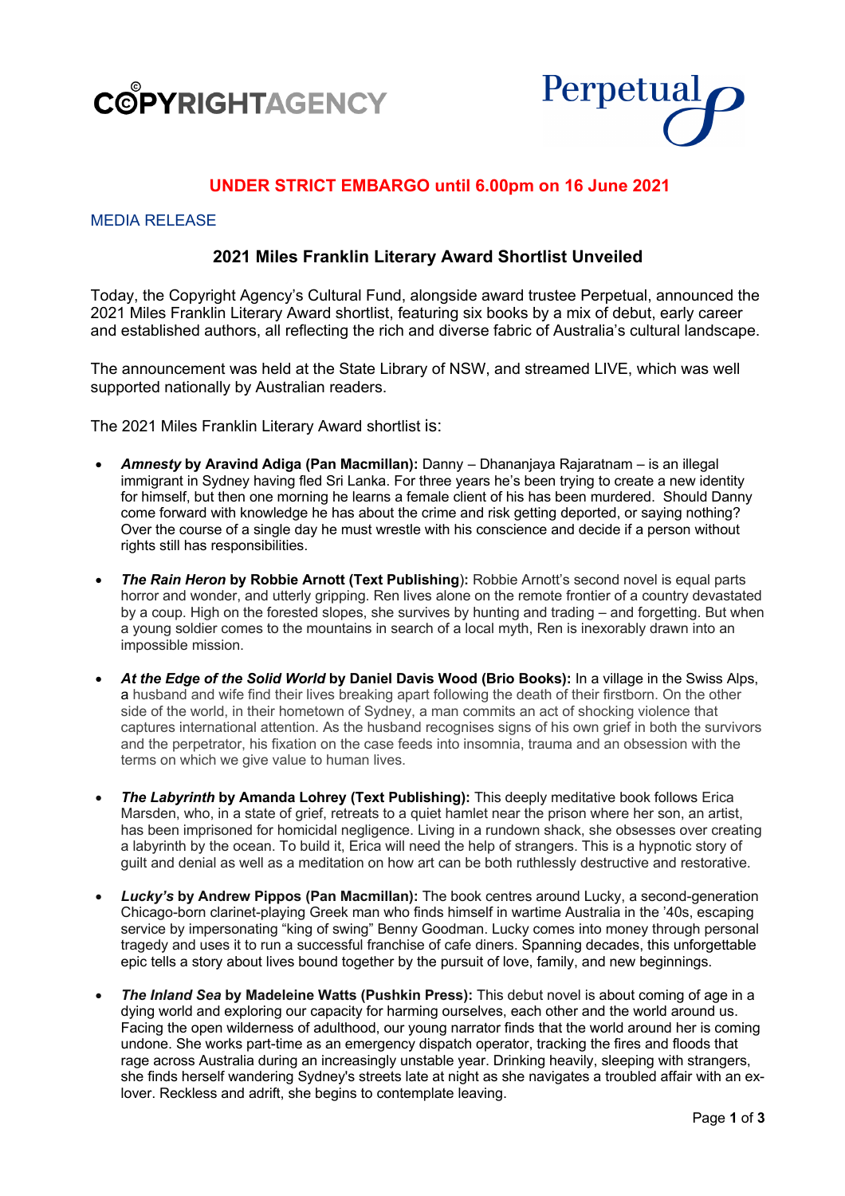COPYRIGHTAGENCY

Perpetual

**UNDER STRICT EMBARGO until 6.00pm on 16 June 2021**

MEDIA RELEASE

## 2021 Miles Franklin Literary Award Shortlist Unveiled

Today, the Copyright Agency's Cultural Fund, alongside award trustee Perpetual, announced the 2021 Miles Franklin Literary Award shortlist, featuring six books by a mix of debut, early career and established authors, all reflecting the rich and diverse fabric of Australia's cultural landscape.

The announcement was held at the State Library of NSW, and streamed LIVE, which was well supported nationally by Australian readers.

The 2021 Miles Franklin Literary Award shortlist is:

- ***Amnesty* by Aravind Adiga (Pan Macmillan):** Danny – Dhananjaya Rajaratnam – is an illegal immigrant in Sydney having fled Sri Lanka. For three years he's been trying to create a new identity for himself, but then one morning he learns a female client of his has been murdered. Should Danny come forward with knowledge he has about the crime and risk getting deported, or saying nothing? Over the course of a single day he must wrestle with his conscience and decide if a person without rights still has responsibilities.

- ***The Rain Heron* by Robbie Arnott (Text Publishing):** Robbie Arnott's second novel is equal parts horror and wonder, and utterly gripping. Ren lives alone on the remote frontier of a country devastated by a coup. High on the forested slopes, she survives by hunting and trading – and forgetting. But when a young soldier comes to the mountains in search of a local myth, Ren is inexorably drawn into an impossible mission.

- ***At the Edge of the Solid World* by Daniel Davis Wood (Brio Books):** In a village in the Swiss Alps, a husband and wife find their lives breaking apart following the death of their firstborn. On the other side of the world, in their hometown of Sydney, a man commits an act of shocking violence that captures international attention. As the husband recognises signs of his own grief in both the survivors and the perpetrator, his fixation on the case feeds into insomnia, trauma and an obsession with the terms on which we give value to human lives.

- ***The Labyrinth* by Amanda Lohrey (Text Publishing):** This deeply meditative book follows Erica Marsden, who, in a state of grief, retreats to a quiet hamlet near the prison where her son, an artist, has been imprisoned for homicidal negligence. Living in a rundown shack, she obsesses over creating a labyrinth by the ocean. To build it, Erica will need the help of strangers. This is a hypnotic story of guilt and denial as well as a meditation on how art can be both ruthlessly destructive and restorative.

- ***Lucky's* by Andrew Pippos (Pan Macmillan):** The book centres around Lucky, a second-generation Chicago-born clarinet-playing Greek man who finds himself in wartime Australia in the '40s, escaping service by impersonating "king of swing" Benny Goodman. Lucky comes into money through personal tragedy and uses it to run a successful franchise of cafe diners. Spanning decades, this unforgettable epic tells a story about lives bound together by the pursuit of love, family, and new beginnings.

- ***The Inland Sea* by Madeleine Watts (Pushkin Press):** This debut novel is about coming of age in a dying world and exploring our capacity for harming ourselves, each other and the world around us. Facing the open wilderness of adulthood, our young narrator finds that the world around her is coming undone. She works part-time as an emergency dispatch operator, tracking the fires and floods that rage across Australia during an increasingly unstable year. Drinking heavily, sleeping with strangers, she finds herself wandering Sydney's streets late at night as she navigates a troubled affair with an ex-lover. Reckless and adrift, she begins to contemplate leaving.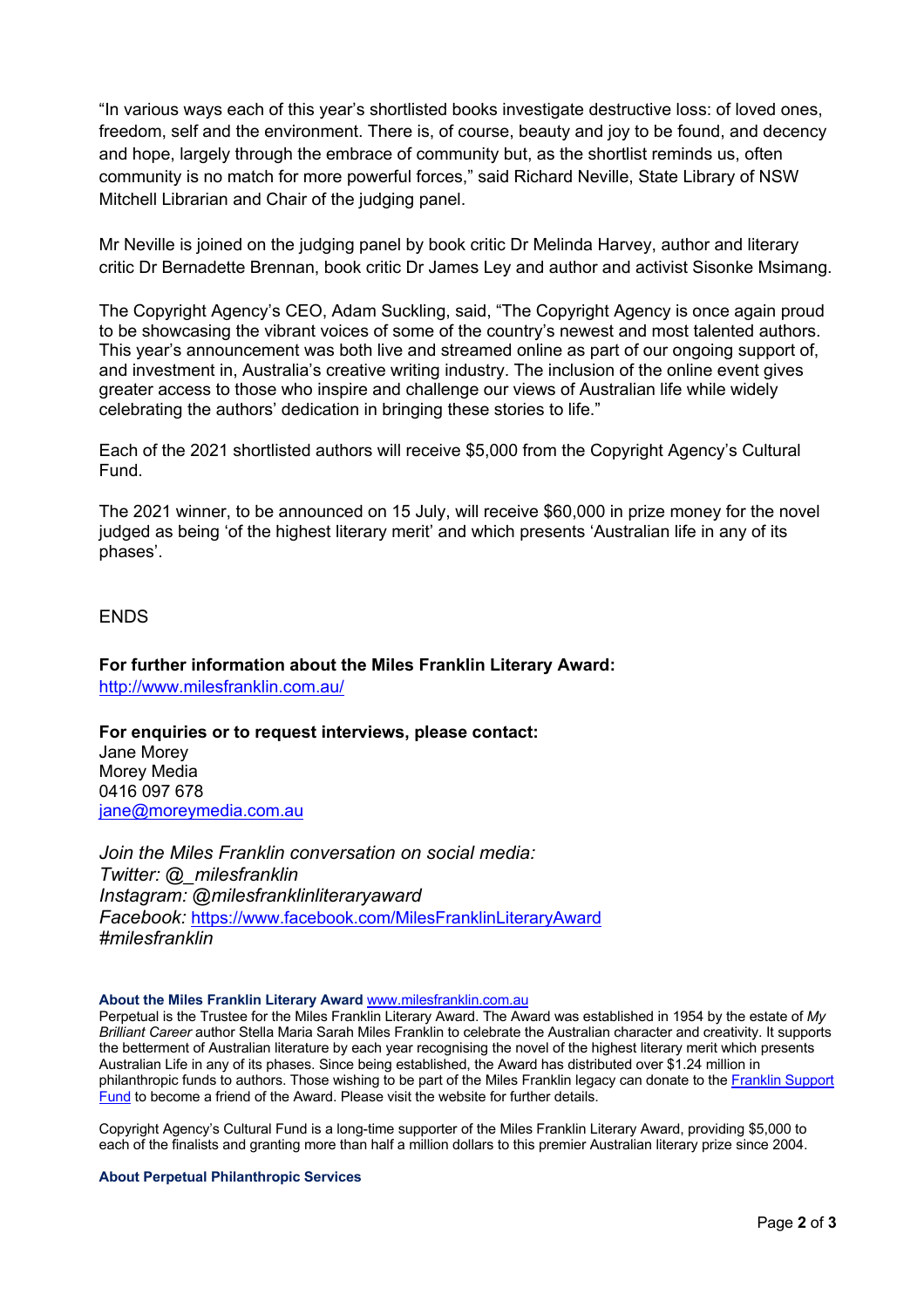"In various ways each of this year's shortlisted books investigate destructive loss: of loved ones, freedom, self and the environment. There is, of course, beauty and joy to be found, and decency and hope, largely through the embrace of community but, as the shortlist reminds us, often community is no match for more powerful forces," said Richard Neville, State Library of NSW Mitchell Librarian and Chair of the judging panel.

Mr Neville is joined on the judging panel by book critic Dr Melinda Harvey, author and literary critic Dr Bernadette Brennan, book critic Dr James Ley and author and activist Sisonke Msimang.

The Copyright Agency's CEO, Adam Suckling, said, "The Copyright Agency is once again proud to be showcasing the vibrant voices of some of the country's newest and most talented authors. This year's announcement was both live and streamed online as part of our ongoing support of, and investment in, Australia's creative writing industry. The inclusion of the online event gives greater access to those who inspire and challenge our views of Australian life while widely celebrating the authors' dedication in bringing these stories to life."

Each of the 2021 shortlisted authors will receive $5,000 from the Copyright Agency's Cultural Fund.

The 2021 winner, to be announced on 15 July, will receive $60,000 in prize money for the novel judged as being 'of the highest literary merit' and which presents 'Australian life in any of its phases'.

ENDS

**For further information about the Miles Franklin Literary Award:**
http://www.milesfranklin.com.au/

**For enquiries or to request interviews, please contact:**
Jane Morey
Morey Media
0416 097 678
jane@moreymedia.com.au

*Join the Miles Franklin conversation on social media:*
*Twitter: @_milesfranklin*
*Instagram: @milesfranklinliteraryaward*
*Facebook:* https://www.facebook.com/MilesFranklinLiteraryAward
*#milesfranklin*

**About the Miles Franklin Literary Award** www.milesfranklin.com.au
Perpetual is the Trustee for the Miles Franklin Literary Award. The Award was established in 1954 by the estate of *My Brilliant Career* author Stella Maria Sarah Miles Franklin to celebrate the Australian character and creativity. It supports the betterment of Australian literature by each year recognising the novel of the highest literary merit which presents Australian Life in any of its phases. Since being established, the Award has distributed over $1.24 million in philanthropic funds to authors. Those wishing to be part of the Miles Franklin legacy can donate to the Franklin Support Fund to become a friend of the Award. Please visit the website for further details.

Copyright Agency's Cultural Fund is a long-time supporter of the Miles Franklin Literary Award, providing $5,000 to each of the finalists and granting more than half a million dollars to this premier Australian literary prize since 2004.

**About Perpetual Philanthropic Services**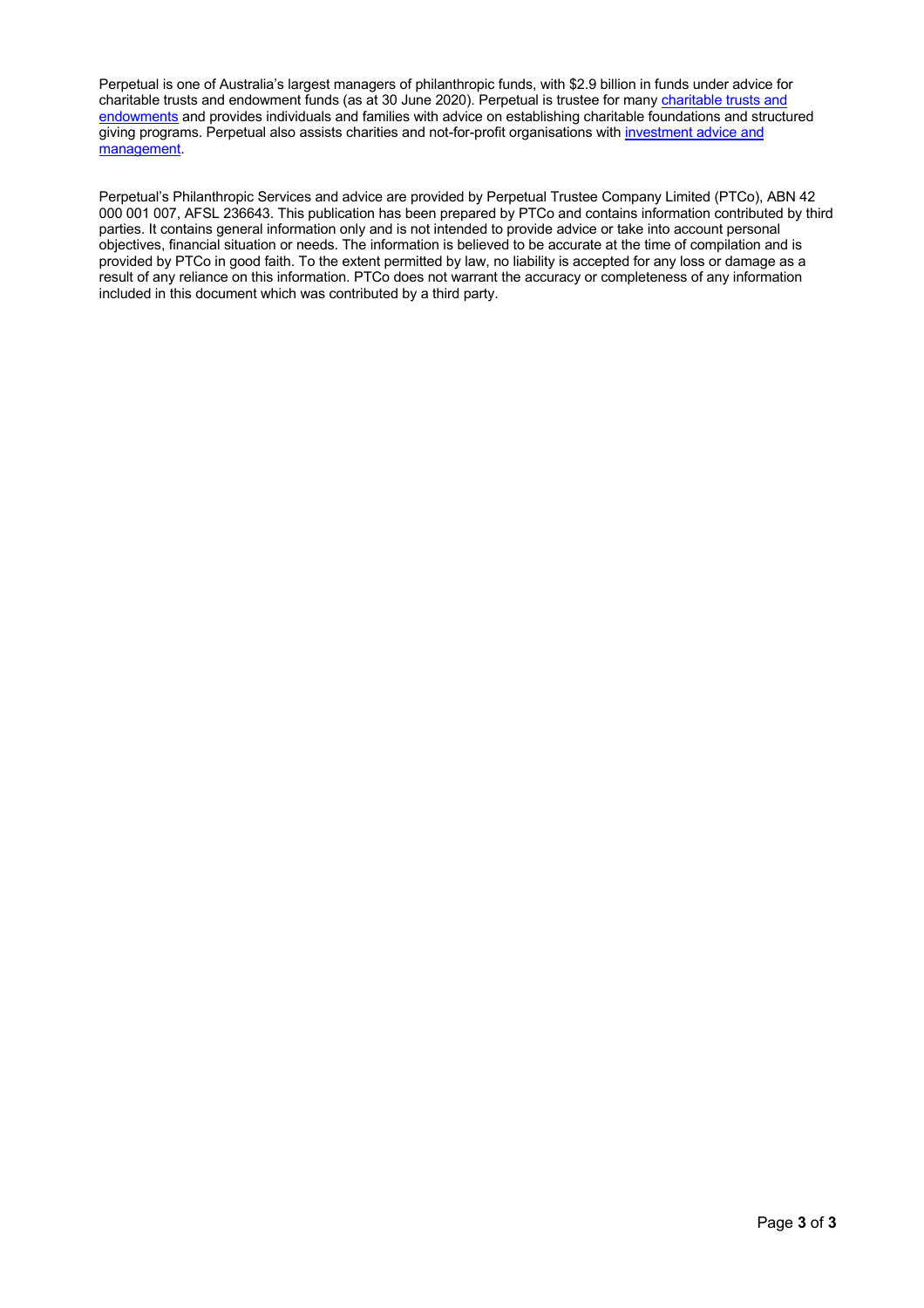Perpetual is one of Australia's largest managers of philanthropic funds, with $2.9 billion in funds under advice for charitable trusts and endowment funds (as at 30 June 2020). Perpetual is trustee for many charitable trusts and endowments and provides individuals and families with advice on establishing charitable foundations and structured giving programs. Perpetual also assists charities and not-for-profit organisations with investment advice and management.

Perpetual's Philanthropic Services and advice are provided by Perpetual Trustee Company Limited (PTCo), ABN 42 000 001 007, AFSL 236643. This publication has been prepared by PTCo and contains information contributed by third parties. It contains general information only and is not intended to provide advice or take into account personal objectives, financial situation or needs. The information is believed to be accurate at the time of compilation and is provided by PTCo in good faith. To the extent permitted by law, no liability is accepted for any loss or damage as a result of any reliance on this information. PTCo does not warrant the accuracy or completeness of any information included in this document which was contributed by a third party.